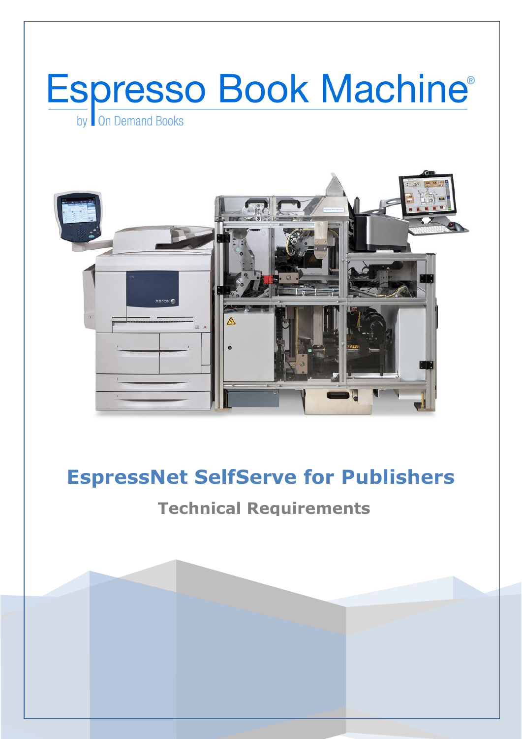# Espresso Book Machine®

by On Demand Books

## EspressNet SelfServe for Publishers

### Technical Requirements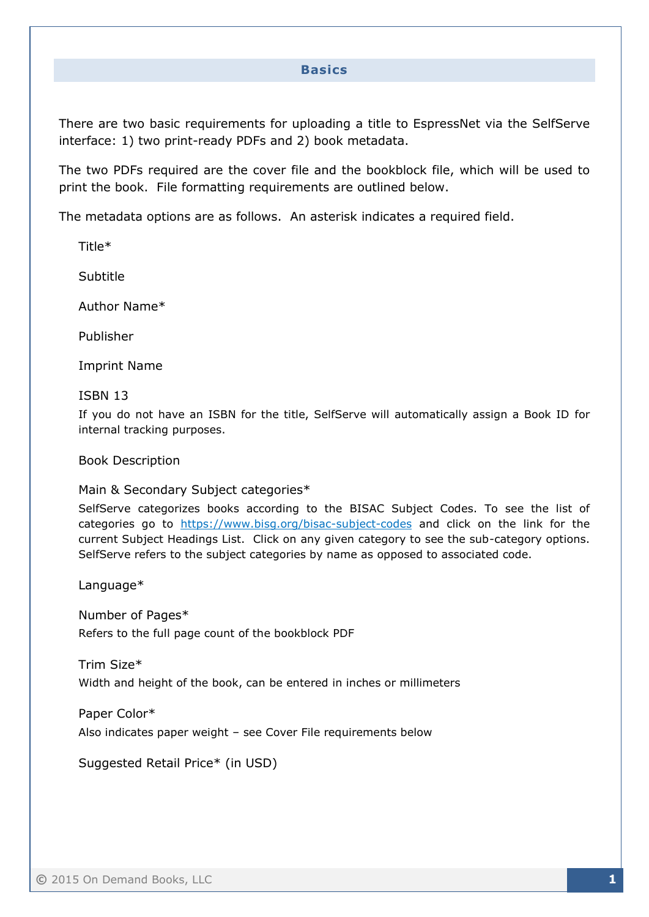## Basics

There are two basic requirements for uploading a title to EspressNet via the SelfServe interface: 1) two print-ready PDFs and 2) book metadata.

The two PDFs required are the cover file and the bookblock file, which will be used to print the book. File formatting requirements are outlined below.

The metadata options are as follows. An asterisk indicates a required field.

Title*

Subtitle

Author Name*

Publisher

Imprint Name

ISBN 13
If you do not have an ISBN for the title, SelfServe will automatically assign a Book ID for internal tracking purposes.

Book Description

Main & Secondary Subject categories*
SelfServe categorizes books according to the BISAC Subject Codes. To see the list of categories go to [https://www.bisg.org/bisac-subject-codes](https://www.bisg.org/bisac-subject-codes) and click on the link for the current Subject Headings List. Click on any given category to see the sub-category options. SelfServe refers to the subject categories by name as opposed to associated code.

Language*

Number of Pages*
Refers to the full page count of the bookblock PDF

Trim Size*
Width and height of the book, can be entered in inches or millimeters

Paper Color*
Also indicates paper weight – see Cover File requirements below

Suggested Retail Price* (in USD)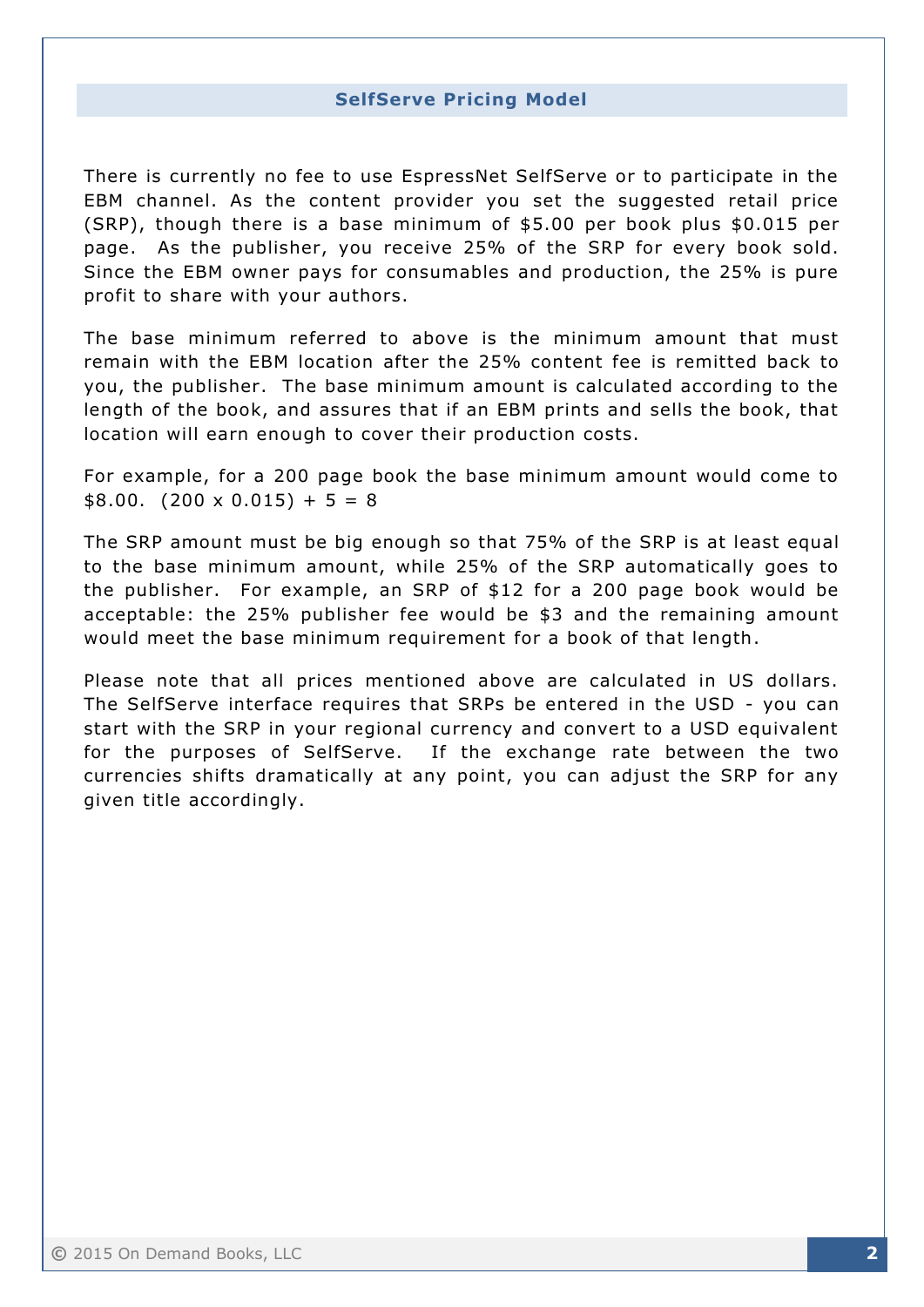## SelfServe Pricing Model

There is currently no fee to use EspressNet SelfServe or to participate in the EBM channel. As the content provider you set the suggested retail price (SRP), though there is a base minimum of $5.00 per book plus $0.015 per page. As the publisher, you receive 25% of the SRP for every book sold. Since the EBM owner pays for consumables and production, the 25% is pure profit to share with your authors.

The base minimum referred to above is the minimum amount that must remain with the EBM location after the 25% content fee is remitted back to you, the publisher. The base minimum amount is calculated according to the length of the book, and assures that if an EBM prints and sells the book, that location will earn enough to cover their production costs.

For example, for a 200 page book the base minimum amount would come to $8.00. $(200 \times 0.015) + 5 = 8$

The SRP amount must be big enough so that 75% of the SRP is at least equal to the base minimum amount, while 25% of the SRP automatically goes to the publisher. For example, an SRP of $12 for a 200 page book would be acceptable: the 25% publisher fee would be $3 and the remaining amount would meet the base minimum requirement for a book of that length.

Please note that all prices mentioned above are calculated in US dollars. The SelfServe interface requires that SRPs be entered in the USD - you can start with the SRP in your regional currency and convert to a USD equivalent for the purposes of SelfServe. If the exchange rate between the two currencies shifts dramatically at any point, you can adjust the SRP for any given title accordingly.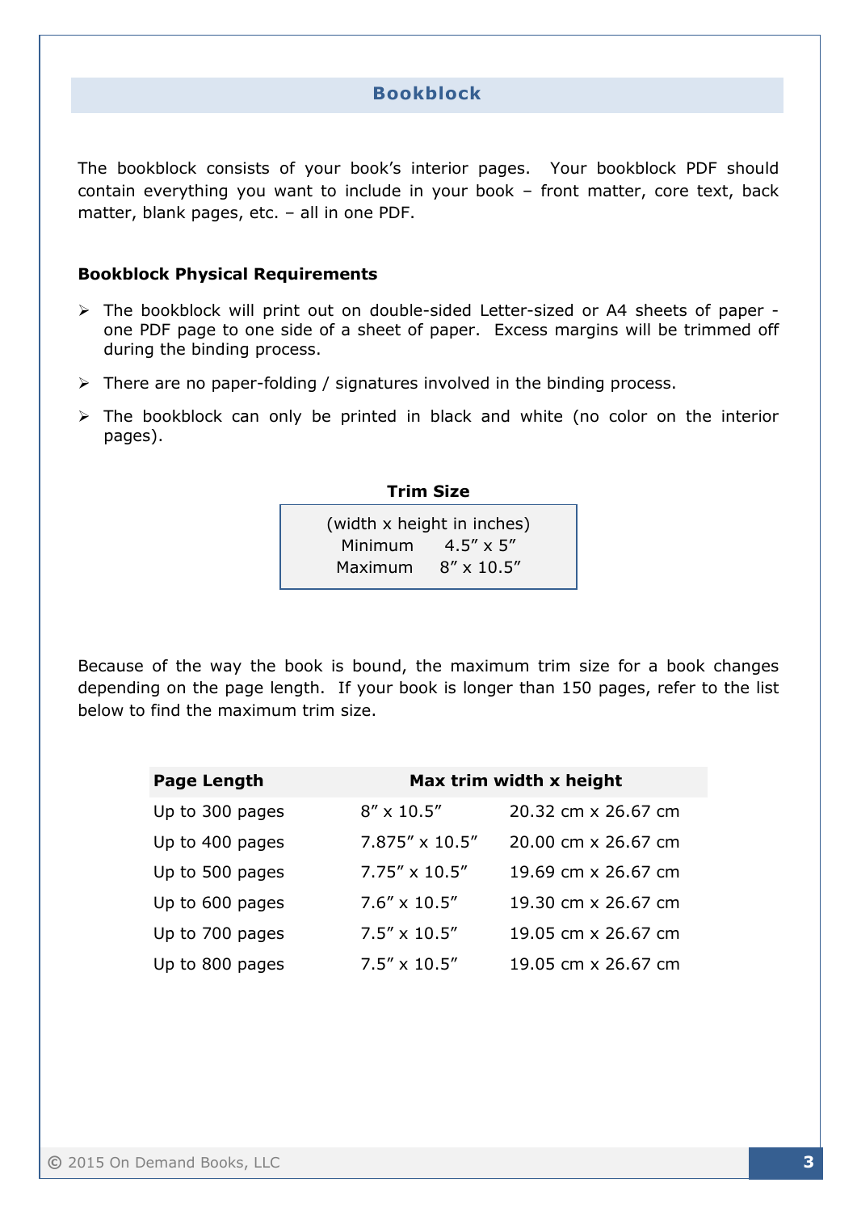## Bookblock

The bookblock consists of your book's interior pages. Your bookblock PDF should contain everything you want to include in your book – front matter, core text, back matter, blank pages, etc. – all in one PDF.

### Bookblock Physical Requirements

- The bookblock will print out on double-sided Letter-sized or A4 sheets of paper - one PDF page to one side of a sheet of paper. Excess margins will be trimmed off during the binding process.
- There are no paper-folding / signatures involved in the binding process.
- The bookblock can only be printed in black and white (no color on the interior pages).

**Trim Size**

| (width x height in inches) | |
|---|---|
| Minimum | 4.5″ x 5″ |
| Maximum | 8″ x 10.5″ |

Because of the way the book is bound, the maximum trim size for a book changes depending on the page length. If your book is longer than 150 pages, refer to the list below to find the maximum trim size.

| Page Length | Max trim width x height | |
|---|---|---|
| Up to 300 pages | 8″ x 10.5″ | 20.32 cm x 26.67 cm |
| Up to 400 pages | 7.875″ x 10.5″ | 20.00 cm x 26.67 cm |
| Up to 500 pages | 7.75″ x 10.5″ | 19.69 cm x 26.67 cm |
| Up to 600 pages | 7.6″ x 10.5″ | 19.30 cm x 26.67 cm |
| Up to 700 pages | 7.5″ x 10.5″ | 19.05 cm x 26.67 cm |
| Up to 800 pages | 7.5″ x 10.5″ | 19.05 cm x 26.67 cm |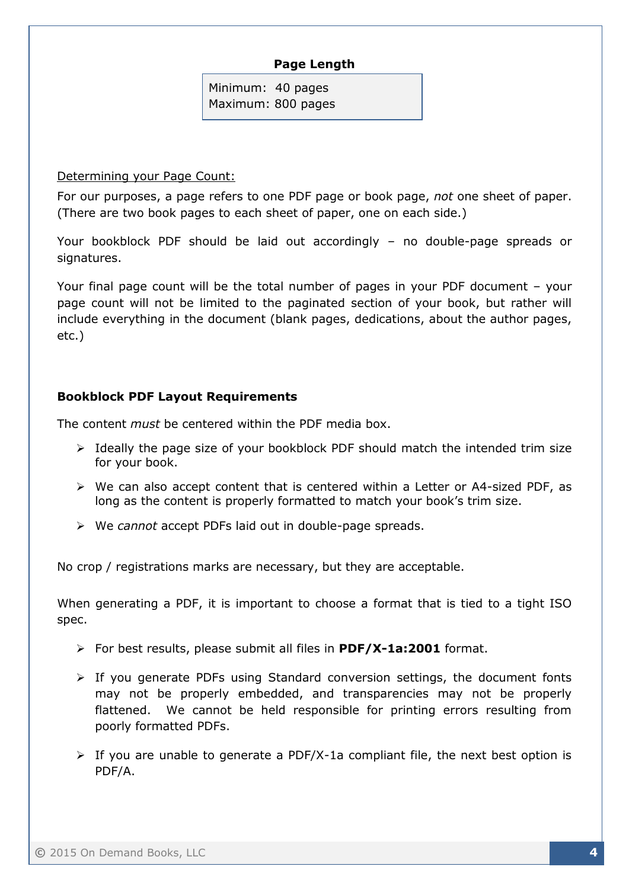**Page Length**

Minimum: 40 pages
Maximum: 800 pages

<u>Determining your Page Count:</u>

For our purposes, a page refers to one PDF page or book page, *not* one sheet of paper. (There are two book pages to each sheet of paper, one on each side.)

Your bookblock PDF should be laid out accordingly – no double-page spreads or signatures.

Your final page count will be the total number of pages in your PDF document – your page count will not be limited to the paginated section of your book, but rather will include everything in the document (blank pages, dedications, about the author pages, etc.)

**Bookblock PDF Layout Requirements**

The content *must* be centered within the PDF media box.

- Ideally the page size of your bookblock PDF should match the intended trim size for your book.
- We can also accept content that is centered within a Letter or A4-sized PDF, as long as the content is properly formatted to match your book's trim size.
- We *cannot* accept PDFs laid out in double-page spreads.

No crop / registrations marks are necessary, but they are acceptable.

When generating a PDF, it is important to choose a format that is tied to a tight ISO spec.

- For best results, please submit all files in **PDF/X-1a:2001** format.
- If you generate PDFs using Standard conversion settings, the document fonts may not be properly embedded, and transparencies may not be properly flattened. We cannot be held responsible for printing errors resulting from poorly formatted PDFs.
- If you are unable to generate a PDF/X-1a compliant file, the next best option is PDF/A.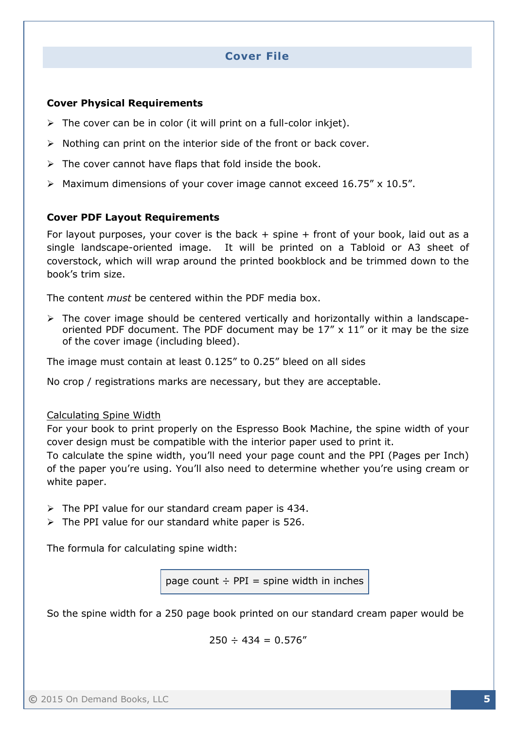## Cover File

**Cover Physical Requirements**

- The cover can be in color (it will print on a full-color inkjet).
- Nothing can print on the interior side of the front or back cover.
- The cover cannot have flaps that fold inside the book.
- Maximum dimensions of your cover image cannot exceed 16.75" x 10.5".

**Cover PDF Layout Requirements**

For layout purposes, your cover is the back + spine + front of your book, laid out as a single landscape-oriented image. It will be printed on a Tabloid or A3 sheet of coverstock, which will wrap around the printed bookblock and be trimmed down to the book's trim size.

The content *must* be centered within the PDF media box.

- The cover image should be centered vertically and horizontally within a landscape-oriented PDF document. The PDF document may be 17" x 11" or it may be the size of the cover image (including bleed).

The image must contain at least 0.125" to 0.25" bleed on all sides

No crop / registrations marks are necessary, but they are acceptable.

<u>Calculating Spine Width</u>

For your book to print properly on the Espresso Book Machine, the spine width of your cover design must be compatible with the interior paper used to print it.
To calculate the spine width, you'll need your page count and the PPI (Pages per Inch) of the paper you're using. You'll also need to determine whether you're using cream or white paper.

- The PPI value for our standard cream paper is 434.
- The PPI value for our standard white paper is 526.

The formula for calculating spine width:

page count ÷ PPI = spine width in inches

So the spine width for a 250 page book printed on our standard cream paper would be

250 ÷ 434 = 0.576"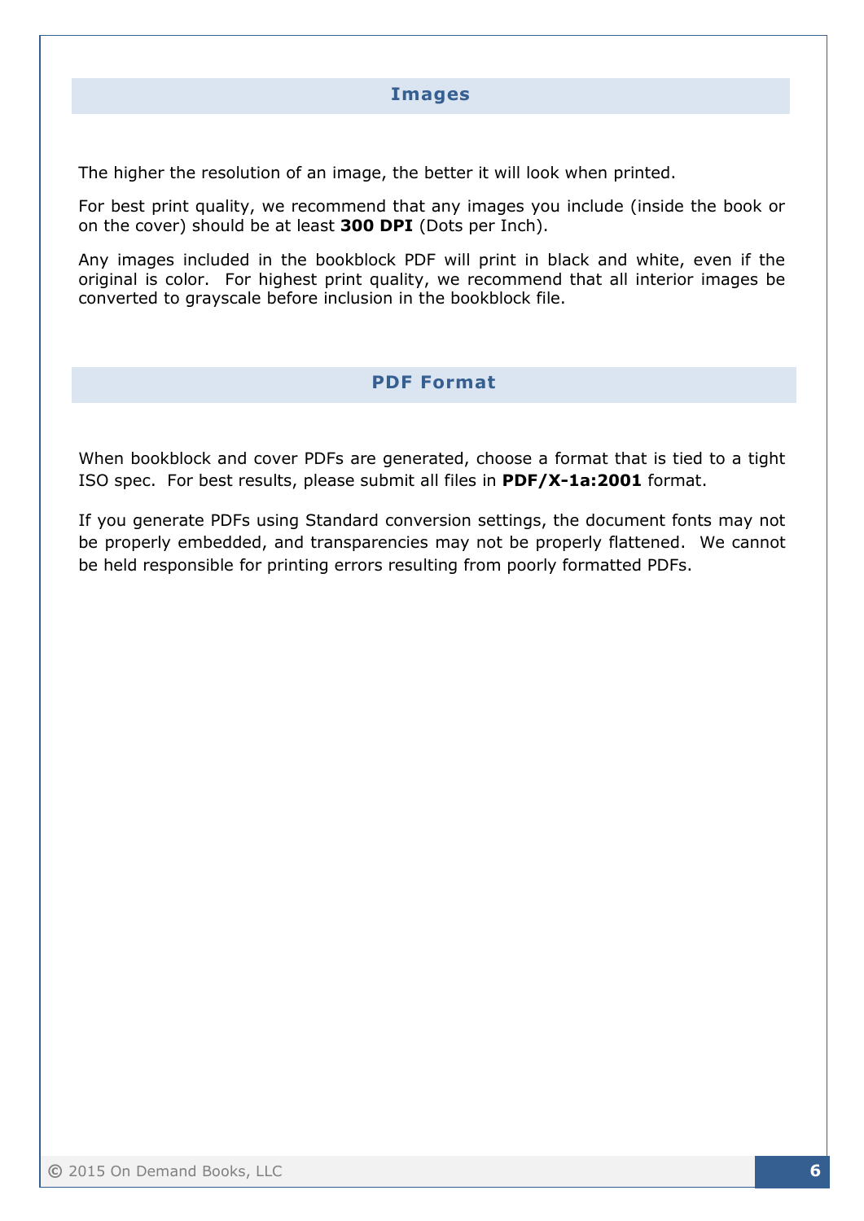## Images

The higher the resolution of an image, the better it will look when printed.

For best print quality, we recommend that any images you include (inside the book or on the cover) should be at least **300 DPI** (Dots per Inch).

Any images included in the bookblock PDF will print in black and white, even if the original is color. For highest print quality, we recommend that all interior images be converted to grayscale before inclusion in the bookblock file.

## PDF Format

When bookblock and cover PDFs are generated, choose a format that is tied to a tight ISO spec. For best results, please submit all files in **PDF/X-1a:2001** format.

If you generate PDFs using Standard conversion settings, the document fonts may not be properly embedded, and transparencies may not be properly flattened. We cannot be held responsible for printing errors resulting from poorly formatted PDFs.